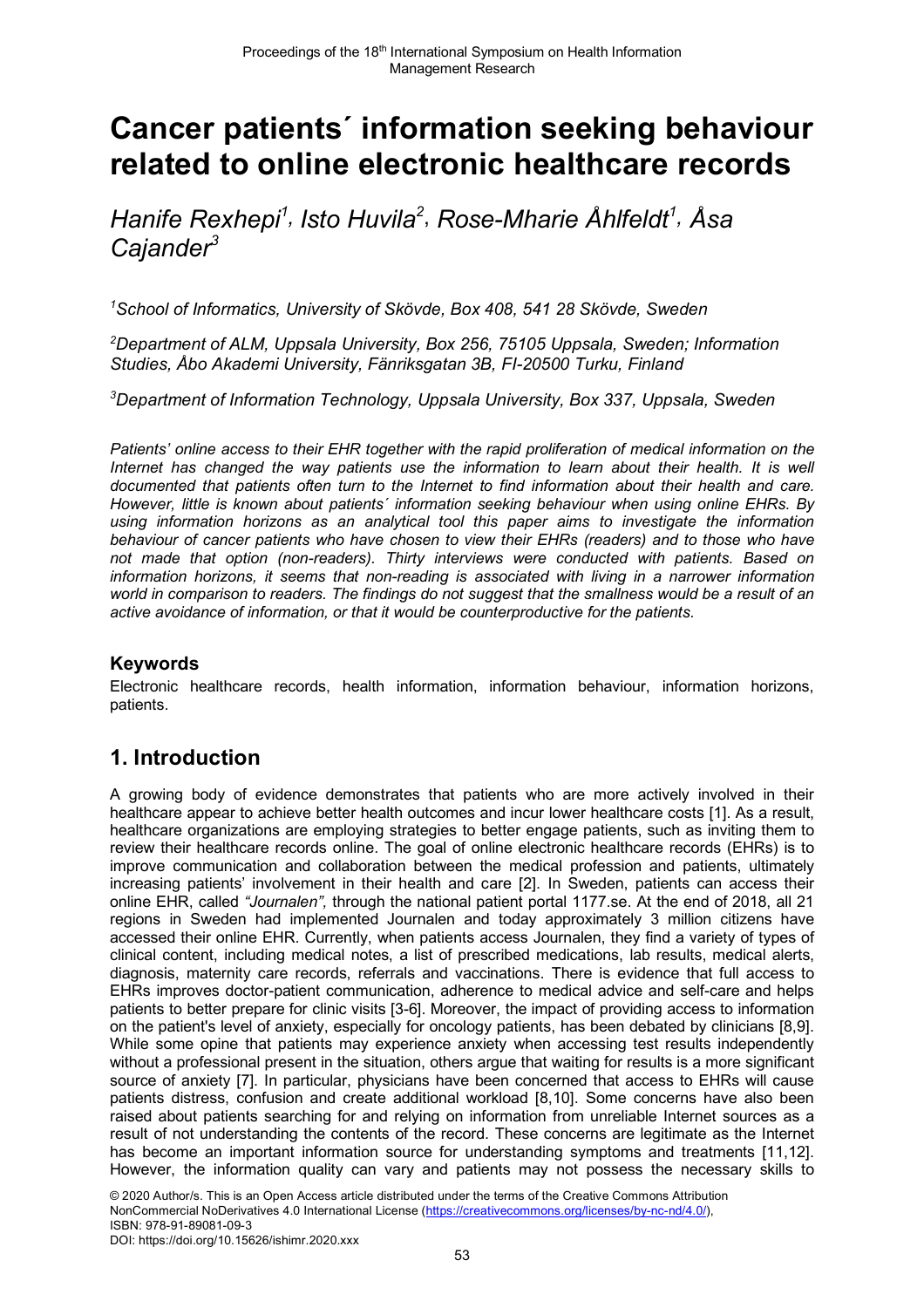# Cancer patients´ information seeking behaviour related to online electronic healthcare records

*Hanife Rexhepi[1], Isto Huvila[2], Rose-Mharie Åhlfeldt[1], Åsa Cajander[3]*

*[1]School of Informatics, University of Skövde, Box 408, 541 28 Skövde, Sweden*

*[2]Department of ALM, Uppsala University, Box 256, 75105 Uppsala, Sweden; Information Studies, Åbo Akademi University, Fänriksgatan 3B, FI-20500 Turku, Finland*

*[3]Department of Information Technology, Uppsala University, Box 337, Uppsala, Sweden*

*Patients' online access to their EHR together with the rapid proliferation of medical information on the Internet has changed the way patients use the information to learn about their health. It is well documented that patients often turn to the Internet to find information about their health and care. However, little is known about patients´ information seeking behaviour when using online EHRs. By using information horizons as an analytical tool this paper aims to investigate the information behaviour of cancer patients who have chosen to view their EHRs (readers) and to those who have not made that option (non-readers). Thirty interviews were conducted with patients. Based on information horizons, it seems that non-reading is associated with living in a narrower information world in comparison to readers. The findings do not suggest that the smallness would be a result of an active avoidance of information, or that it would be counterproductive for the patients.*

### Keywords

Electronic healthcare records, health information, information behaviour, information horizons, patients.

## 1. Introduction

A growing body of evidence demonstrates that patients who are more actively involved in their healthcare appear to achieve better health outcomes and incur lower healthcare costs [1]. As a result, healthcare organizations are employing strategies to better engage patients, such as inviting them to review their healthcare records online. The goal of online electronic healthcare records (EHRs) is to improve communication and collaboration between the medical profession and patients, ultimately increasing patients' involvement in their health and care [2]. In Sweden, patients can access their online EHR, called *"Journalen",* through the national patient portal 1177.se. At the end of 2018, all 21 regions in Sweden had implemented Journalen and today approximately 3 million citizens have accessed their online EHR. Currently, when patients access Journalen, they find a variety of types of clinical content, including medical notes, a list of prescribed medications, lab results, medical alerts, diagnosis, maternity care records, referrals and vaccinations. There is evidence that full access to EHRs improves doctor-patient communication, adherence to medical advice and self-care and helps patients to better prepare for clinic visits [3-6]. Moreover, the impact of providing access to information on the patient's level of anxiety, especially for oncology patients, has been debated by clinicians [8,9]. While some opine that patients may experience anxiety when accessing test results independently without a professional present in the situation, others argue that waiting for results is a more significant source of anxiety [7]. In particular, physicians have been concerned that access to EHRs will cause patients distress, confusion and create additional workload [8,10]. Some concerns have also been raised about patients searching for and relying on information from unreliable Internet sources as a result of not understanding the contents of the record. These concerns are legitimate as the Internet has become an important information source for understanding symptoms and treatments [11,12]. However, the information quality can vary and patients may not possess the necessary skills to

© 2020 Author/s. This is an Open Access article distributed under the terms of the Creative Commons Attribution NonCommercial NoDerivatives 4.0 International License (https://creativecommons.org/licenses/by-nc-nd/4.0/), ISBN: 978-91-89081-09-3
DOI: https://doi.org/10.15626/ishimr.2020.xxx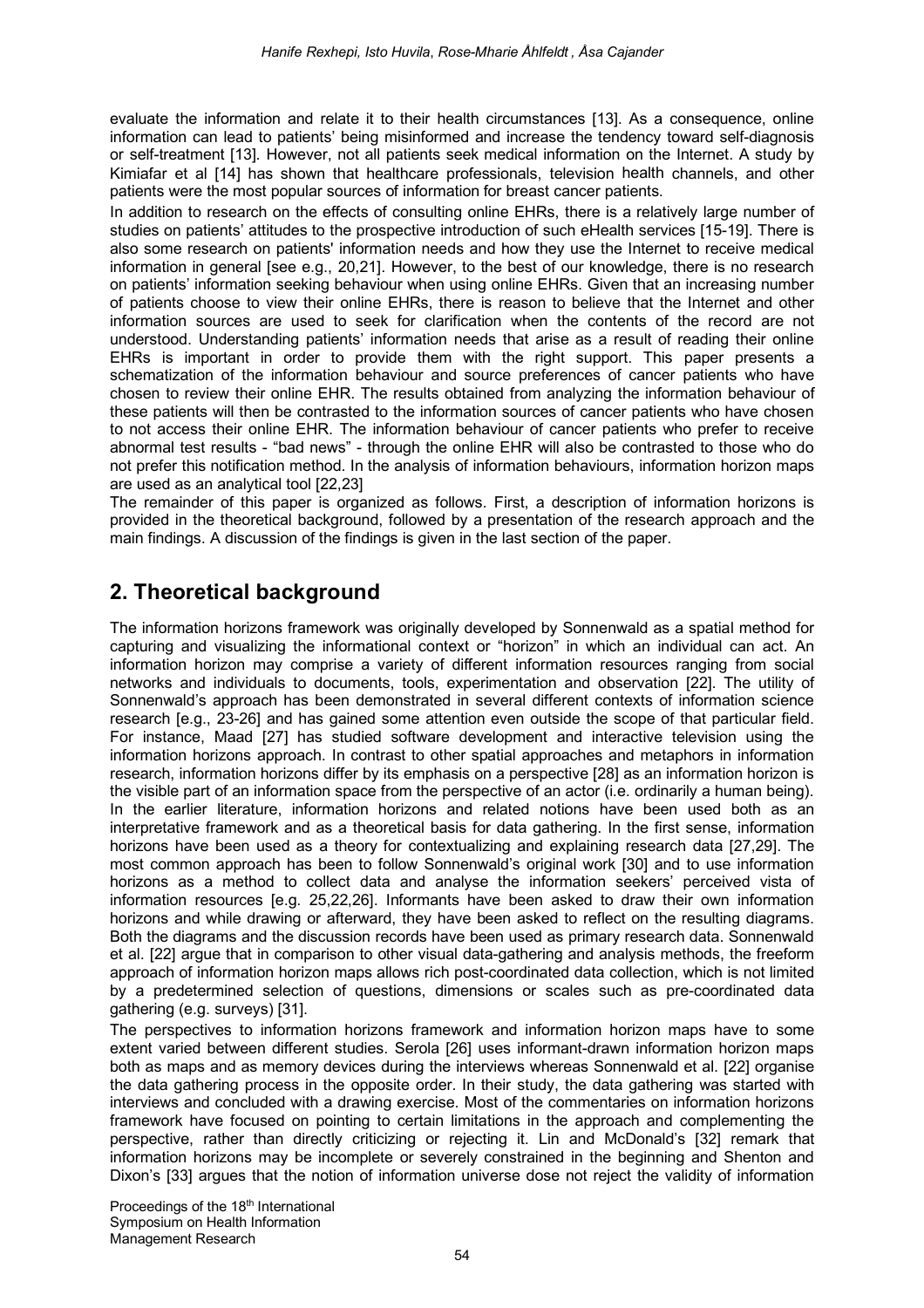evaluate the information and relate it to their health circumstances [13]. As a consequence, online information can lead to patients' being misinformed and increase the tendency toward self-diagnosis or self-treatment [13]. However, not all patients seek medical information on the Internet. A study by Kimiafar et al [14] has shown that healthcare professionals, television health channels, and other patients were the most popular sources of information for breast cancer patients.

In addition to research on the effects of consulting online EHRs, there is a relatively large number of studies on patients' attitudes to the prospective introduction of such eHealth services [15-19]. There is also some research on patients' information needs and how they use the Internet to receive medical information in general [see e.g., 20,21]. However, to the best of our knowledge, there is no research on patients' information seeking behaviour when using online EHRs. Given that an increasing number of patients choose to view their online EHRs, there is reason to believe that the Internet and other information sources are used to seek for clarification when the contents of the record are not understood. Understanding patients' information needs that arise as a result of reading their online EHRs is important in order to provide them with the right support. This paper presents a schematization of the information behaviour and source preferences of cancer patients who have chosen to review their online EHR. The results obtained from analyzing the information behaviour of these patients will then be contrasted to the information sources of cancer patients who have chosen to not access their online EHR. The information behaviour of cancer patients who prefer to receive abnormal test results - "bad news" - through the online EHR will also be contrasted to those who do not prefer this notification method. In the analysis of information behaviours, information horizon maps are used as an analytical tool [22,23]

The remainder of this paper is organized as follows. First, a description of information horizons is provided in the theoretical background, followed by a presentation of the research approach and the main findings. A discussion of the findings is given in the last section of the paper.

## 2. Theoretical background

The information horizons framework was originally developed by Sonnenwald as a spatial method for capturing and visualizing the informational context or "horizon" in which an individual can act. An information horizon may comprise a variety of different information resources ranging from social networks and individuals to documents, tools, experimentation and observation [22]. The utility of Sonnenwald's approach has been demonstrated in several different contexts of information science research [e.g., 23-26] and has gained some attention even outside the scope of that particular field. For instance, Maad [27] has studied software development and interactive television using the information horizons approach. In contrast to other spatial approaches and metaphors in information research, information horizons differ by its emphasis on a perspective [28] as an information horizon is the visible part of an information space from the perspective of an actor (i.e. ordinarily a human being). In the earlier literature, information horizons and related notions have been used both as an interpretative framework and as a theoretical basis for data gathering. In the first sense, information horizons have been used as a theory for contextualizing and explaining research data [27,29]. The most common approach has been to follow Sonnenwald's original work [30] and to use information horizons as a method to collect data and analyse the information seekers' perceived vista of information resources [e.g. 25,22,26]. Informants have been asked to draw their own information horizons and while drawing or afterward, they have been asked to reflect on the resulting diagrams. Both the diagrams and the discussion records have been used as primary research data. Sonnenwald et al. [22] argue that in comparison to other visual data-gathering and analysis methods, the freeform approach of information horizon maps allows rich post-coordinated data collection, which is not limited by a predetermined selection of questions, dimensions or scales such as pre-coordinated data gathering (e.g. surveys) [31].

The perspectives to information horizons framework and information horizon maps have to some extent varied between different studies. Serola [26] uses informant-drawn information horizon maps both as maps and as memory devices during the interviews whereas Sonnenwald et al. [22] organise the data gathering process in the opposite order. In their study, the data gathering was started with interviews and concluded with a drawing exercise. Most of the commentaries on information horizons framework have focused on pointing to certain limitations in the approach and complementing the perspective, rather than directly criticizing or rejecting it. Lin and McDonald's [32] remark that information horizons may be incomplete or severely constrained in the beginning and Shenton and Dixon's [33] argues that the notion of information universe dose not reject the validity of information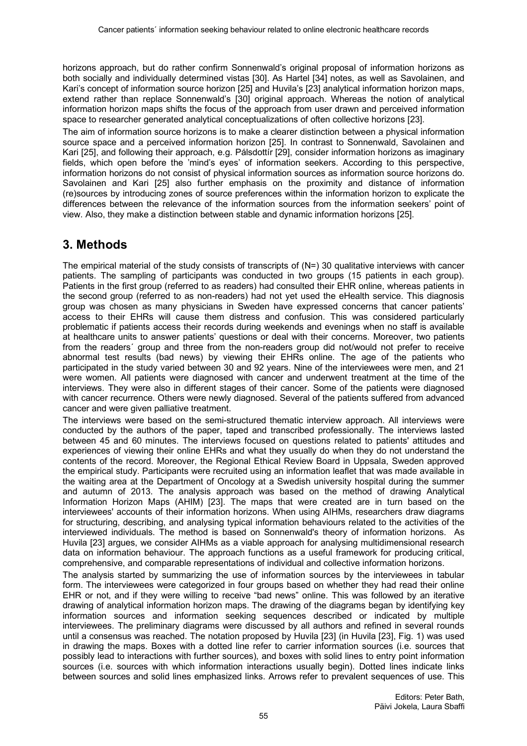horizons approach, but do rather confirm Sonnenwald's original proposal of information horizons as both socially and individually determined vistas [30]. As Hartel [34] notes, as well as Savolainen, and Kari's concept of information source horizon [25] and Huvila's [23] analytical information horizon maps, extend rather than replace Sonnenwald's [30] original approach. Whereas the notion of analytical information horizon maps shifts the focus of the approach from user drawn and perceived information space to researcher generated analytical conceptualizations of often collective horizons [23].

The aim of information source horizons is to make a clearer distinction between a physical information source space and a perceived information horizon [25]. In contrast to Sonnenwald, Savolainen and Kari [25], and following their approach, e.g. Pálsdottír [29], consider information horizons as imaginary fields, which open before the 'mind's eyes' of information seekers. According to this perspective, information horizons do not consist of physical information sources as information source horizons do. Savolainen and Kari [25] also further emphasis on the proximity and distance of information (re)sources by introducing zones of source preferences within the information horizon to explicate the differences between the relevance of the information sources from the information seekers' point of view. Also, they make a distinction between stable and dynamic information horizons [25].

## 3. Methods

The empirical material of the study consists of transcripts of (N=) 30 qualitative interviews with cancer patients. The sampling of participants was conducted in two groups (15 patients in each group). Patients in the first group (referred to as readers) had consulted their EHR online, whereas patients in the second group (referred to as non-readers) had not yet used the eHealth service. This diagnosis group was chosen as many physicians in Sweden have expressed concerns that cancer patients' access to their EHRs will cause them distress and confusion. This was considered particularly problematic if patients access their records during weekends and evenings when no staff is available at healthcare units to answer patients' questions or deal with their concerns. Moreover, two patients from the readers´ group and three from the non-readers group did not/would not prefer to receive abnormal test results (bad news) by viewing their EHRs online. The age of the patients who participated in the study varied between 30 and 92 years. Nine of the interviewees were men, and 21 were women. All patients were diagnosed with cancer and underwent treatment at the time of the interviews. They were also in different stages of their cancer. Some of the patients were diagnosed with cancer recurrence. Others were newly diagnosed. Several of the patients suffered from advanced cancer and were given palliative treatment.

The interviews were based on the semi-structured thematic interview approach. All interviews were conducted by the authors of the paper, taped and transcribed professionally. The interviews lasted between 45 and 60 minutes. The interviews focused on questions related to patients' attitudes and experiences of viewing their online EHRs and what they usually do when they do not understand the contents of the record. Moreover, the Regional Ethical Review Board in Uppsala, Sweden approved the empirical study. Participants were recruited using an information leaflet that was made available in the waiting area at the Department of Oncology at a Swedish university hospital during the summer and autumn of 2013. The analysis approach was based on the method of drawing Analytical Information Horizon Maps (AHIM) [23]. The maps that were created are in turn based on the interviewees' accounts of their information horizons. When using AIHMs, researchers draw diagrams for structuring, describing, and analysing typical information behaviours related to the activities of the interviewed individuals. The method is based on Sonnenwald's theory of information horizons. As Huvila [23] argues, we consider AIHMs as a viable approach for analysing multidimensional research data on information behaviour. The approach functions as a useful framework for producing critical, comprehensive, and comparable representations of individual and collective information horizons.

The analysis started by summarizing the use of information sources by the interviewees in tabular form. The interviewees were categorized in four groups based on whether they had read their online EHR or not, and if they were willing to receive "bad news" online. This was followed by an iterative drawing of analytical information horizon maps. The drawing of the diagrams began by identifying key information sources and information seeking sequences described or indicated by multiple interviewees. The preliminary diagrams were discussed by all authors and refined in several rounds until a consensus was reached. The notation proposed by Huvila [23] (in Huvila [23], Fig. 1) was used in drawing the maps. Boxes with a dotted line refer to carrier information sources (i.e. sources that possibly lead to interactions with further sources), and boxes with solid lines to entry point information sources (i.e. sources with which information interactions usually begin). Dotted lines indicate links between sources and solid lines emphasized links. Arrows refer to prevalent sequences of use. This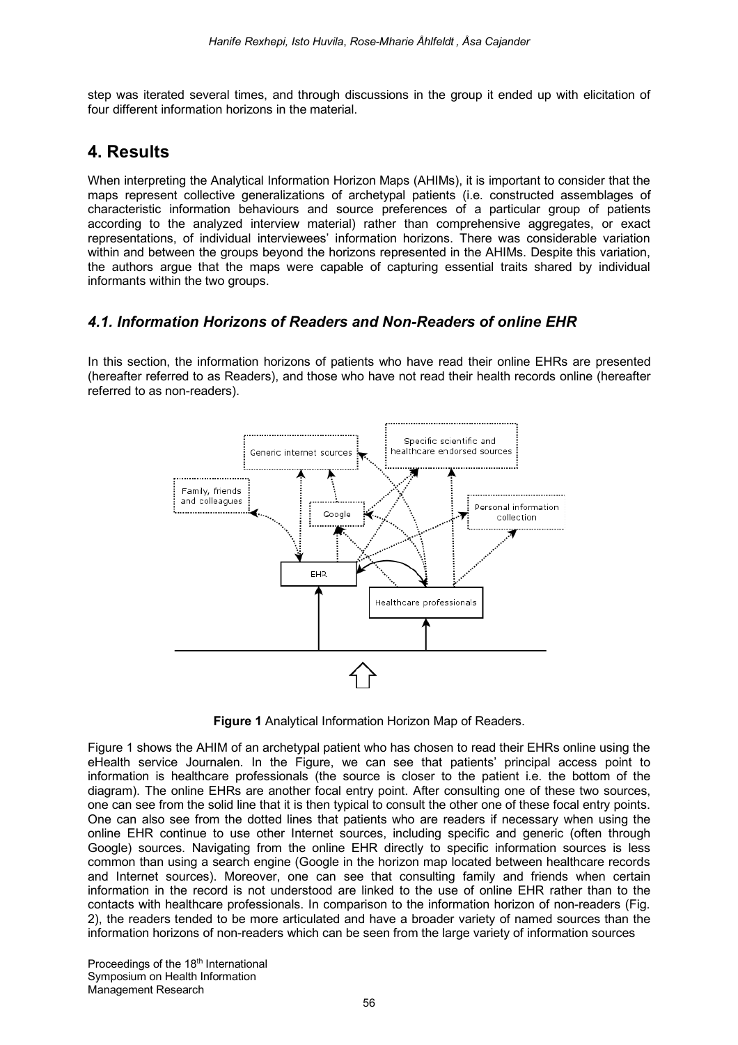step was iterated several times, and through discussions in the group it ended up with elicitation of four different information horizons in the material.

# 4. Results

When interpreting the Analytical Information Horizon Maps (AHIMs), it is important to consider that the maps represent collective generalizations of archetypal patients (i.e. constructed assemblages of characteristic information behaviours and source preferences of a particular group of patients according to the analyzed interview material) rather than comprehensive aggregates, or exact representations, of individual interviewees' information horizons. There was considerable variation within and between the groups beyond the horizons represented in the AHIMs. Despite this variation, the authors argue that the maps were capable of capturing essential traits shared by individual informants within the two groups.

## *4.1. Information Horizons of Readers and Non-Readers of online EHR*

In this section, the information horizons of patients who have read their online EHRs are presented (hereafter referred to as Readers), and those who have not read their health records online (hereafter referred to as non-readers).

**Figure 1** Analytical Information Horizon Map of Readers.

Figure 1 shows the AHIM of an archetypal patient who has chosen to read their EHRs online using the eHealth service Journalen. In the Figure, we can see that patients' principal access point to information is healthcare professionals (the source is closer to the patient i.e. the bottom of the diagram). The online EHRs are another focal entry point. After consulting one of these two sources, one can see from the solid line that it is then typical to consult the other one of these focal entry points. One can also see from the dotted lines that patients who are readers if necessary when using the online EHR continue to use other Internet sources, including specific and generic (often through Google) sources. Navigating from the online EHR directly to specific information sources is less common than using a search engine (Google in the horizon map located between healthcare records and Internet sources). Moreover, one can see that consulting family and friends when certain information in the record is not understood are linked to the use of online EHR rather than to the contacts with healthcare professionals. In comparison to the information horizon of non-readers (Fig. 2), the readers tended to be more articulated and have a broader variety of named sources than the information horizons of non-readers which can be seen from the large variety of information sources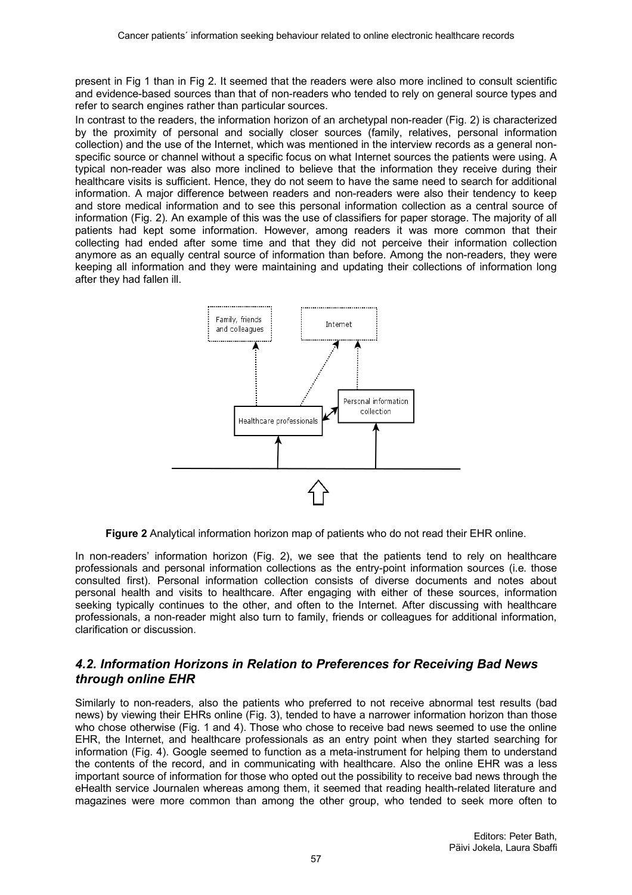present in Fig 1 than in Fig 2. It seemed that the readers were also more inclined to consult scientific and evidence-based sources than that of non-readers who tended to rely on general source types and refer to search engines rather than particular sources.

In contrast to the readers, the information horizon of an archetypal non-reader (Fig. 2) is characterized by the proximity of personal and socially closer sources (family, relatives, personal information collection) and the use of the Internet, which was mentioned in the interview records as a general non-specific source or channel without a specific focus on what Internet sources the patients were using. A typical non-reader was also more inclined to believe that the information they receive during their healthcare visits is sufficient. Hence, they do not seem to have the same need to search for additional information. A major difference between readers and non-readers were also their tendency to keep and store medical information and to see this personal information collection as a central source of information (Fig. 2). An example of this was the use of classifiers for paper storage. The majority of all patients had kept some information. However, among readers it was more common that their collecting had ended after some time and that they did not perceive their information collection anymore as an equally central source of information than before. Among the non-readers, they were keeping all information and they were maintaining and updating their collections of information long after they had fallen ill.

**Figure 2** Analytical information horizon map of patients who do not read their EHR online.

In non-readers' information horizon (Fig. 2), we see that the patients tend to rely on healthcare professionals and personal information collections as the entry-point information sources (i.e. those consulted first). Personal information collection consists of diverse documents and notes about personal health and visits to healthcare. After engaging with either of these sources, information seeking typically continues to the other, and often to the Internet. After discussing with healthcare professionals, a non-reader might also turn to family, friends or colleagues for additional information, clarification or discussion.

## *4.2. Information Horizons in Relation to Preferences for Receiving Bad News through online EHR*

Similarly to non-readers, also the patients who preferred to not receive abnormal test results (bad news) by viewing their EHRs online (Fig. 3), tended to have a narrower information horizon than those who chose otherwise (Fig. 1 and 4). Those who chose to receive bad news seemed to use the online EHR, the Internet, and healthcare professionals as an entry point when they started searching for information (Fig. 4). Google seemed to function as a meta-instrument for helping them to understand the contents of the record, and in communicating with healthcare. Also the online EHR was a less important source of information for those who opted out the possibility to receive bad news through the eHealth service Journalen whereas among them, it seemed that reading health-related literature and magazines were more common than among the other group, who tended to seek more often to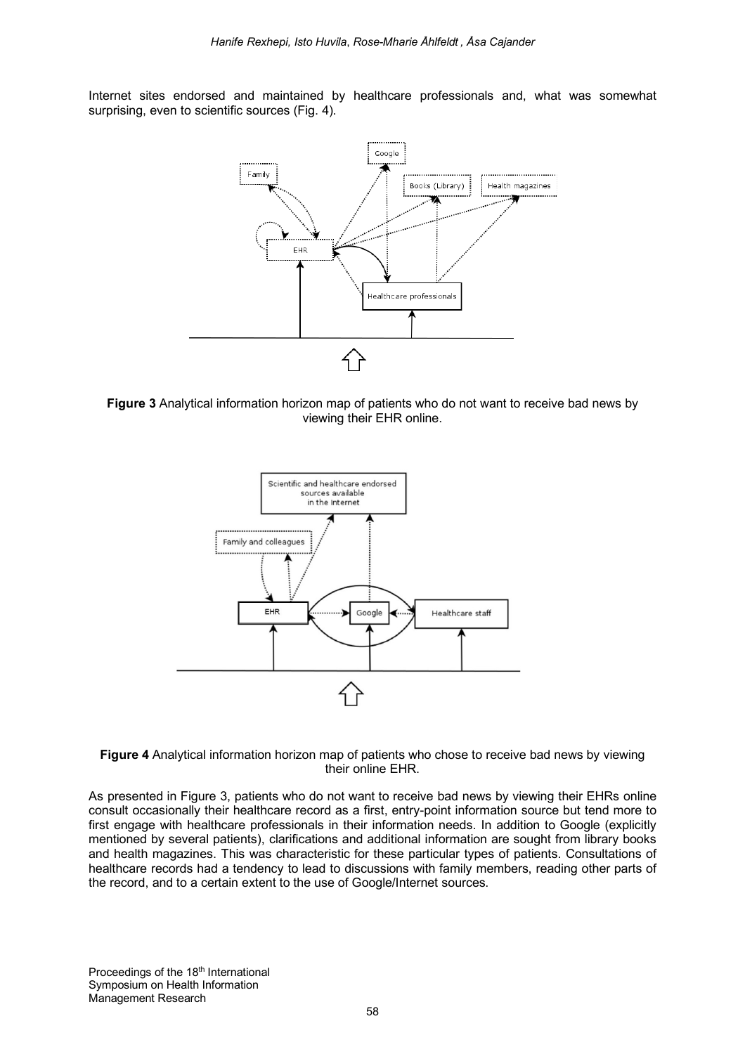Internet sites endorsed and maintained by healthcare professionals and, what was somewhat surprising, even to scientific sources (Fig. 4).

**Figure 3** Analytical information horizon map of patients who do not want to receive bad news by viewing their EHR online.

**Figure 4** Analytical information horizon map of patients who chose to receive bad news by viewing their online EHR.

As presented in Figure 3, patients who do not want to receive bad news by viewing their EHRs online consult occasionally their healthcare record as a first, entry-point information source but tend more to first engage with healthcare professionals in their information needs. In addition to Google (explicitly mentioned by several patients), clarifications and additional information are sought from library books and health magazines. This was characteristic for these particular types of patients. Consultations of healthcare records had a tendency to lead to discussions with family members, reading other parts of the record, and to a certain extent to the use of Google/Internet sources.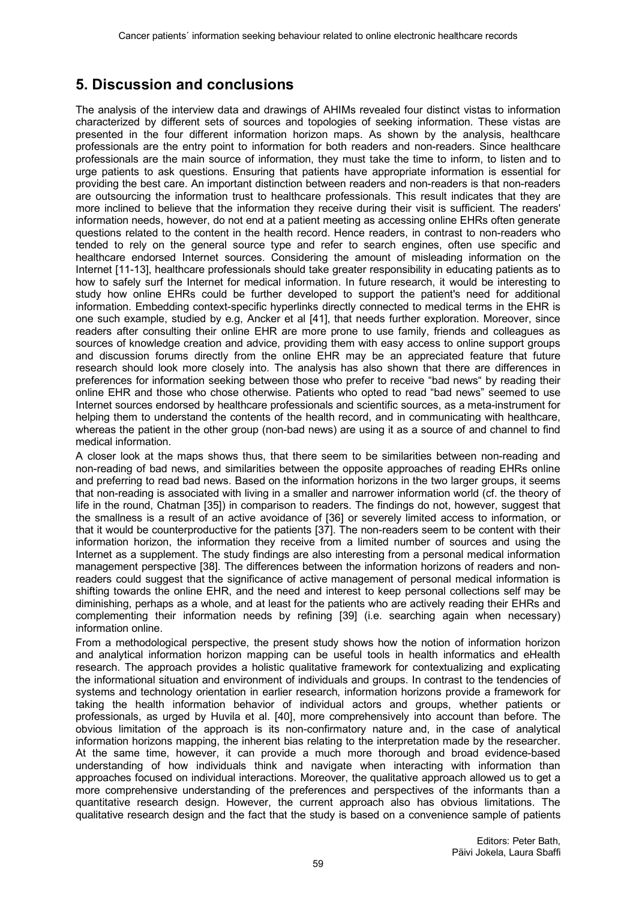## 5. Discussion and conclusions

The analysis of the interview data and drawings of AHIMs revealed four distinct vistas to information characterized by different sets of sources and topologies of seeking information. These vistas are presented in the four different information horizon maps. As shown by the analysis, healthcare professionals are the entry point to information for both readers and non-readers. Since healthcare professionals are the main source of information, they must take the time to inform, to listen and to urge patients to ask questions. Ensuring that patients have appropriate information is essential for providing the best care. An important distinction between readers and non-readers is that non-readers are outsourcing the information trust to healthcare professionals. This result indicates that they are more inclined to believe that the information they receive during their visit is sufficient. The readers' information needs, however, do not end at a patient meeting as accessing online EHRs often generate questions related to the content in the health record. Hence readers, in contrast to non-readers who tended to rely on the general source type and refer to search engines, often use specific and healthcare endorsed Internet sources. Considering the amount of misleading information on the Internet [11-13], healthcare professionals should take greater responsibility in educating patients as to how to safely surf the Internet for medical information. In future research, it would be interesting to study how online EHRs could be further developed to support the patient's need for additional information. Embedding context-specific hyperlinks directly connected to medical terms in the EHR is one such example, studied by e.g, Ancker et al [41], that needs further exploration. Moreover, since readers after consulting their online EHR are more prone to use family, friends and colleagues as sources of knowledge creation and advice, providing them with easy access to online support groups and discussion forums directly from the online EHR may be an appreciated feature that future research should look more closely into. The analysis has also shown that there are differences in preferences for information seeking between those who prefer to receive "bad news" by reading their online EHR and those who chose otherwise. Patients who opted to read "bad news" seemed to use Internet sources endorsed by healthcare professionals and scientific sources, as a meta-instrument for helping them to understand the contents of the health record, and in communicating with healthcare, whereas the patient in the other group (non-bad news) are using it as a source of and channel to find medical information.

A closer look at the maps shows thus, that there seem to be similarities between non-reading and non-reading of bad news, and similarities between the opposite approaches of reading EHRs online and preferring to read bad news. Based on the information horizons in the two larger groups, it seems that non-reading is associated with living in a smaller and narrower information world (cf. the theory of life in the round, Chatman [35]) in comparison to readers. The findings do not, however, suggest that the smallness is a result of an active avoidance of [36] or severely limited access to information, or that it would be counterproductive for the patients [37]. The non-readers seem to be content with their information horizon, the information they receive from a limited number of sources and using the Internet as a supplement. The study findings are also interesting from a personal medical information management perspective [38]. The differences between the information horizons of readers and non-readers could suggest that the significance of active management of personal medical information is shifting towards the online EHR, and the need and interest to keep personal collections self may be diminishing, perhaps as a whole, and at least for the patients who are actively reading their EHRs and complementing their information needs by refining [39] (i.e. searching again when necessary) information online.

From a methodological perspective, the present study shows how the notion of information horizon and analytical information horizon mapping can be useful tools in health informatics and eHealth research. The approach provides a holistic qualitative framework for contextualizing and explicating the informational situation and environment of individuals and groups. In contrast to the tendencies of systems and technology orientation in earlier research, information horizons provide a framework for taking the health information behavior of individual actors and groups, whether patients or professionals, as urged by Huvila et al. [40], more comprehensively into account than before. The obvious limitation of the approach is its non-confirmatory nature and, in the case of analytical information horizons mapping, the inherent bias relating to the interpretation made by the researcher. At the same time, however, it can provide a much more thorough and broad evidence-based understanding of how individuals think and navigate when interacting with information than approaches focused on individual interactions. Moreover, the qualitative approach allowed us to get a more comprehensive understanding of the preferences and perspectives of the informants than a quantitative research design. However, the current approach also has obvious limitations. The qualitative research design and the fact that the study is based on a convenience sample of patients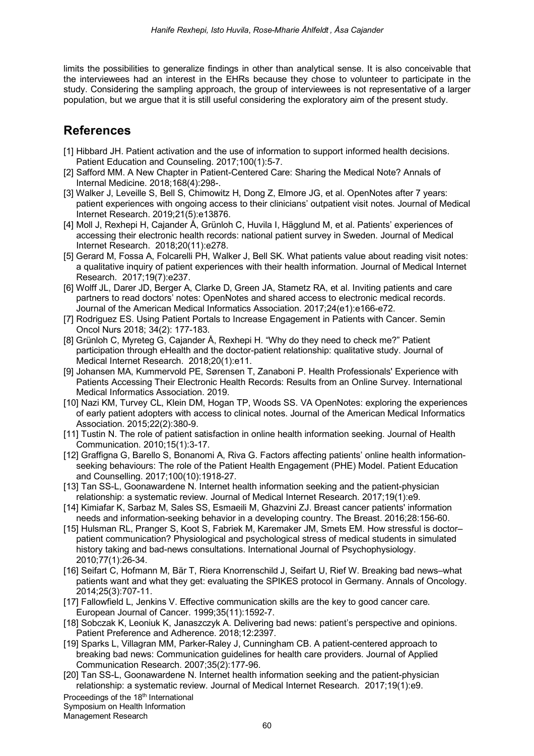limits the possibilities to generalize findings in other than analytical sense. It is also conceivable that the interviewees had an interest in the EHRs because they chose to volunteer to participate in the study. Considering the sampling approach, the group of interviewees is not representative of a larger population, but we argue that it is still useful considering the exploratory aim of the present study.

## References

[1] Hibbard JH. Patient activation and the use of information to support informed health decisions. Patient Education and Counseling. 2017;100(1):5-7.

[2] Safford MM. A New Chapter in Patient-Centered Care: Sharing the Medical Note? Annals of Internal Medicine. 2018;168(4):298-.

[3] Walker J, Leveille S, Bell S, Chimowitz H, Dong Z, Elmore JG, et al. OpenNotes after 7 years: patient experiences with ongoing access to their clinicians' outpatient visit notes. Journal of Medical Internet Research. 2019;21(5):e13876.

[4] Moll J, Rexhepi H, Cajander Å, Grünloh C, Huvila I, Hägglund M, et al. Patients' experiences of accessing their electronic health records: national patient survey in Sweden. Journal of Medical Internet Research. 2018;20(11):e278.

[5] Gerard M, Fossa A, Folcarelli PH, Walker J, Bell SK. What patients value about reading visit notes: a qualitative inquiry of patient experiences with their health information. Journal of Medical Internet Research. 2017;19(7):e237.

[6] Wolff JL, Darer JD, Berger A, Clarke D, Green JA, Stametz RA, et al. Inviting patients and care partners to read doctors' notes: OpenNotes and shared access to electronic medical records. Journal of the American Medical Informatics Association. 2017;24(e1):e166-e72.

[7] Rodriguez ES. Using Patient Portals to Increase Engagement in Patients with Cancer. Semin Oncol Nurs 2018; 34(2): 177-183.

[8] Grünloh C, Myreteg G, Cajander Å, Rexhepi H. "Why do they need to check me?" Patient participation through eHealth and the doctor-patient relationship: qualitative study. Journal of Medical Internet Research. 2018;20(1):e11.

[9] Johansen MA, Kummervold PE, Sørensen T, Zanaboni P. Health Professionals' Experience with Patients Accessing Their Electronic Health Records: Results from an Online Survey. International Medical Informatics Association. 2019.

[10] Nazi KM, Turvey CL, Klein DM, Hogan TP, Woods SS. VA OpenNotes: exploring the experiences of early patient adopters with access to clinical notes. Journal of the American Medical Informatics Association. 2015;22(2):380-9.

[11] Tustin N. The role of patient satisfaction in online health information seeking. Journal of Health Communication. 2010;15(1):3-17.

[12] Graffigna G, Barello S, Bonanomi A, Riva G. Factors affecting patients' online health information-seeking behaviours: The role of the Patient Health Engagement (PHE) Model. Patient Education and Counselling. 2017;100(10):1918-27.

[13] Tan SS-L, Goonawardene N. Internet health information seeking and the patient-physician relationship: a systematic review. Journal of Medical Internet Research. 2017;19(1):e9.

[14] Kimiafar K, Sarbaz M, Sales SS, Esmaeili M, Ghazvini ZJ. Breast cancer patients' information needs and information-seeking behavior in a developing country. The Breast. 2016;28:156-60.

[15] Hulsman RL, Pranger S, Koot S, Fabriek M, Karemaker JM, Smets EM. How stressful is doctor–patient communication? Physiological and psychological stress of medical students in simulated history taking and bad-news consultations. International Journal of Psychophysiology. 2010;77(1):26-34.

[16] Seifart C, Hofmann M, Bär T, Riera Knorrenschild J, Seifart U, Rief W. Breaking bad news–what patients want and what they get: evaluating the SPIKES protocol in Germany. Annals of Oncology. 2014;25(3):707-11.

[17] Fallowfield L, Jenkins V. Effective communication skills are the key to good cancer care. European Journal of Cancer. 1999;35(11):1592-7.

[18] Sobczak K, Leoniuk K, Janaszczyk A. Delivering bad news: patient's perspective and opinions. Patient Preference and Adherence. 2018;12:2397.

[19] Sparks L, Villagran MM, Parker-Raley J, Cunningham CB. A patient-centered approach to breaking bad news: Communication guidelines for health care providers. Journal of Applied Communication Research. 2007;35(2):177-96.

[20] Tan SS-L, Goonawardene N. Internet health information seeking and the patient-physician relationship: a systematic review. Journal of Medical Internet Research. 2017;19(1):e9.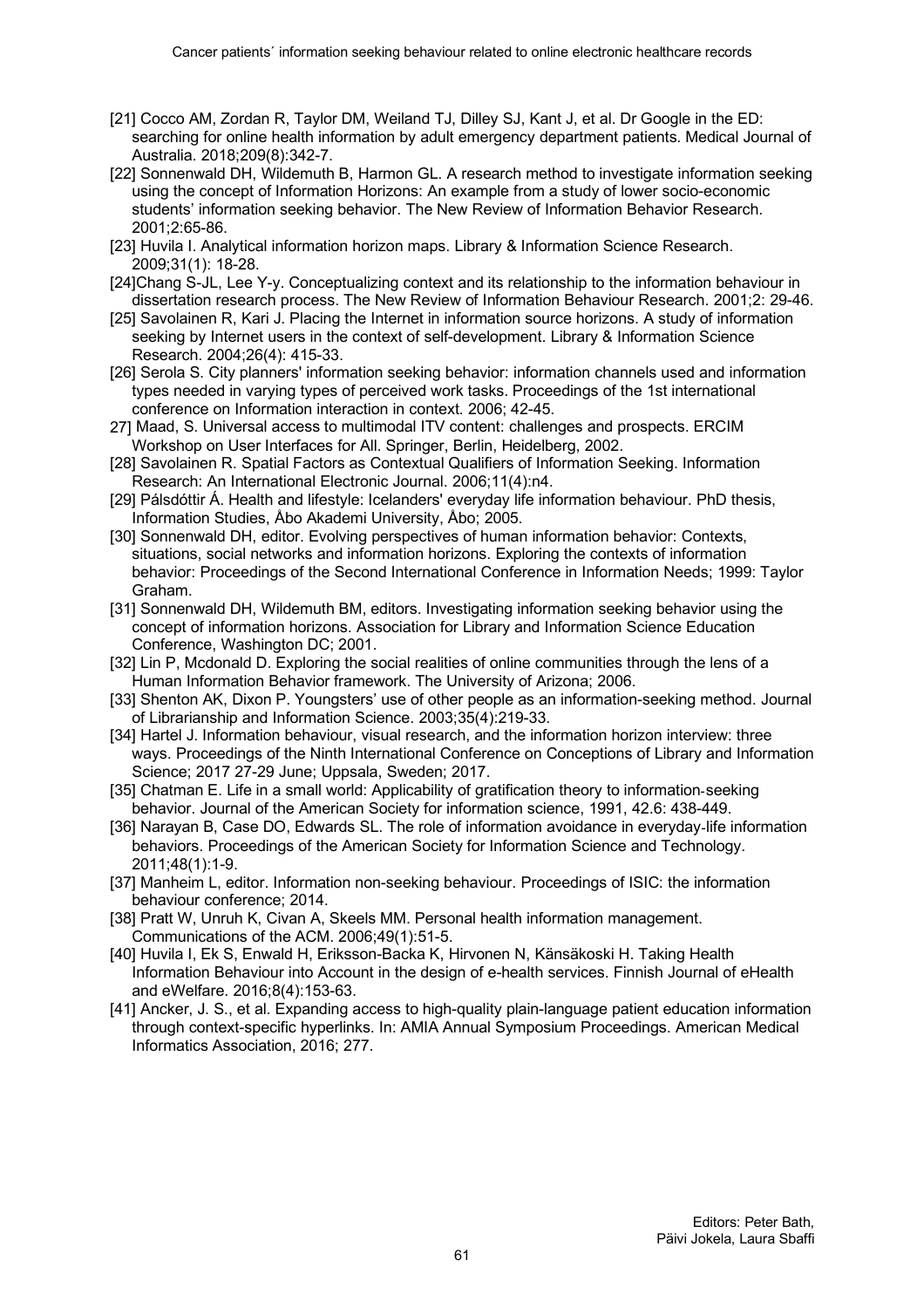[21] Cocco AM, Zordan R, Taylor DM, Weiland TJ, Dilley SJ, Kant J, et al. Dr Google in the ED: searching for online health information by adult emergency department patients. Medical Journal of Australia. 2018;209(8):342-7.

[22] Sonnenwald DH, Wildemuth B, Harmon GL. A research method to investigate information seeking using the concept of Information Horizons: An example from a study of lower socio-economic students' information seeking behavior. The New Review of Information Behavior Research. 2001;2:65-86.

[23] Huvila I. Analytical information horizon maps. Library & Information Science Research. 2009;31(1): 18-28.

[24]Chang S-JL, Lee Y-y. Conceptualizing context and its relationship to the information behaviour in dissertation research process. The New Review of Information Behaviour Research. 2001;2: 29-46.

[25] Savolainen R, Kari J. Placing the Internet in information source horizons. A study of information seeking by Internet users in the context of self-development. Library & Information Science Research. 2004;26(4): 415-33.

[26] Serola S. City planners' information seeking behavior: information channels used and information types needed in varying types of perceived work tasks. Proceedings of the 1st international conference on Information interaction in context. 2006; 42-45.

27] Maad, S. Universal access to multimodal ITV content: challenges and prospects. ERCIM Workshop on User Interfaces for All. Springer, Berlin, Heidelberg, 2002.

[28] Savolainen R. Spatial Factors as Contextual Qualifiers of Information Seeking. Information Research: An International Electronic Journal. 2006;11(4):n4.

[29] Pálsdóttir Á. Health and lifestyle: Icelanders' everyday life information behaviour. PhD thesis, Information Studies, Åbo Akademi University, Åbo; 2005.

[30] Sonnenwald DH, editor. Evolving perspectives of human information behavior: Contexts, situations, social networks and information horizons. Exploring the contexts of information behavior: Proceedings of the Second International Conference in Information Needs; 1999: Taylor Graham.

[31] Sonnenwald DH, Wildemuth BM, editors. Investigating information seeking behavior using the concept of information horizons. Association for Library and Information Science Education Conference, Washington DC; 2001.

[32] Lin P, Mcdonald D. Exploring the social realities of online communities through the lens of a Human Information Behavior framework. The University of Arizona; 2006.

[33] Shenton AK, Dixon P. Youngsters' use of other people as an information-seeking method. Journal of Librarianship and Information Science. 2003;35(4):219-33.

[34] Hartel J. Information behaviour, visual research, and the information horizon interview: three ways. Proceedings of the Ninth International Conference on Conceptions of Library and Information Science; 2017 27-29 June; Uppsala, Sweden; 2017.

[35] Chatman E. Life in a small world: Applicability of gratification theory to information‐seeking behavior. Journal of the American Society for information science, 1991, 42.6: 438-449.

[36] Narayan B, Case DO, Edwards SL. The role of information avoidance in everyday‐life information behaviors. Proceedings of the American Society for Information Science and Technology. 2011;48(1):1-9.

[37] Manheim L, editor. Information non-seeking behaviour. Proceedings of ISIC: the information behaviour conference; 2014.

[38] Pratt W, Unruh K, Civan A, Skeels MM. Personal health information management. Communications of the ACM. 2006;49(1):51-5.

[40] Huvila I, Ek S, Enwald H, Eriksson-Backa K, Hirvonen N, Känsäkoski H. Taking Health Information Behaviour into Account in the design of e-health services. Finnish Journal of eHealth and eWelfare. 2016;8(4):153-63.

[41] Ancker, J. S., et al. Expanding access to high-quality plain-language patient education information through context-specific hyperlinks. In: AMIA Annual Symposium Proceedings. American Medical Informatics Association, 2016; 277.